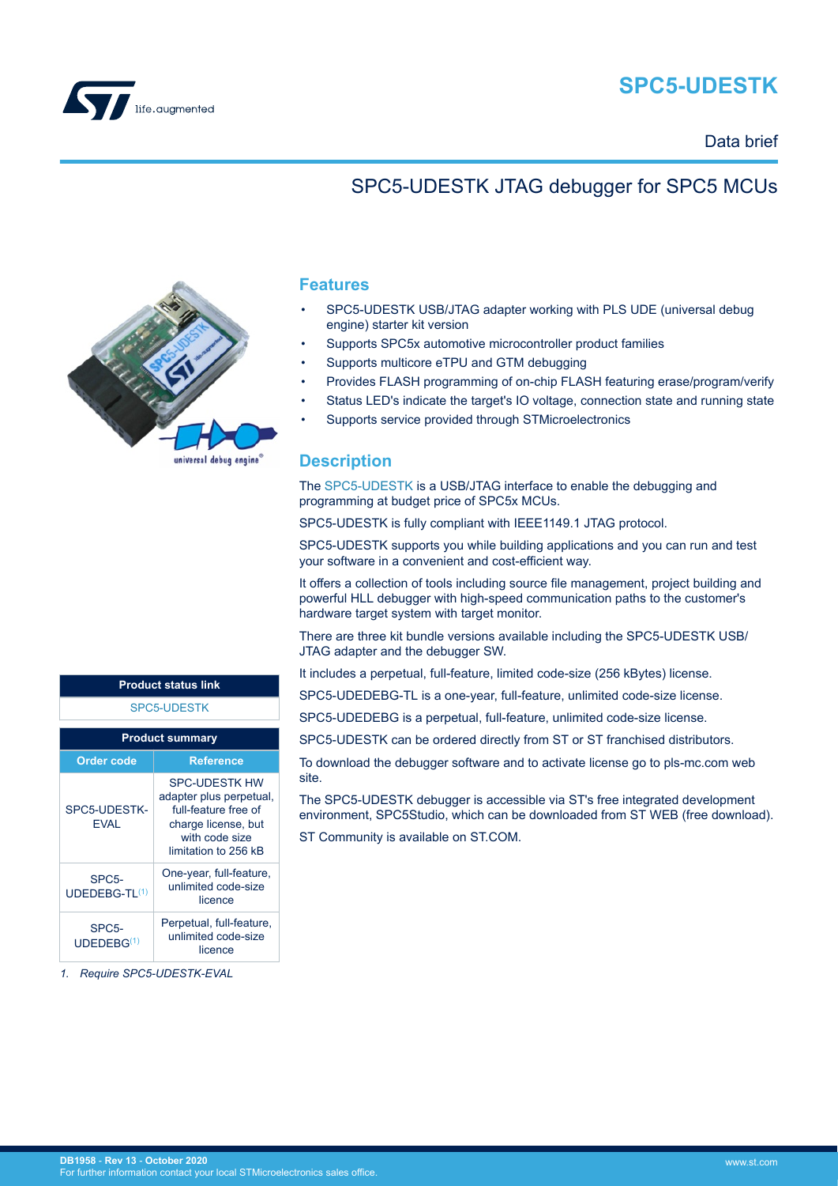# SPC5-UDESTK

Data brief

## SPC5-UDESTK JTAG debugger for SPC5 MCUs

| Product status link |
| --- |
| SPC5-UDESTK |

| Product summary | |
| --- | --- |
| **Order code** | **Reference** |
| SPC5-UDESTK-EVAL | SPC-UDESTK HW adapter plus perpetual, full-feature free of charge license, but with code size limitation to 256 kB |
| SPC5-UDEDEBG-TL[(1)] | One-year, full-feature, unlimited code-size licence |
| SPC5-UDEDEBG[(1)] | Perpetual, full-feature, unlimited code-size licence |

*1. Require SPC5-UDESTK-EVAL*

## Features

- SPC5-UDESTK USB/JTAG adapter working with PLS UDE (universal debug engine) starter kit version
- Supports SPC5x automotive microcontroller product families
- Supports multicore eTPU and GTM debugging
- Provides FLASH programming of on-chip FLASH featuring erase/program/verify
- Status LED's indicate the target's IO voltage, connection state and running state
- Supports service provided through STMicroelectronics

## Description

The SPC5-UDESTK is a USB/JTAG interface to enable the debugging and programming at budget price of SPC5x MCUs.

SPC5-UDESTK is fully compliant with IEEE1149.1 JTAG protocol.

SPC5-UDESTK supports you while building applications and you can run and test your software in a convenient and cost-efficient way.

It offers a collection of tools including source file management, project building and powerful HLL debugger with high-speed communication paths to the customer's hardware target system with target monitor.

There are three kit bundle versions available including the SPC5-UDESTK USB/ JTAG adapter and the debugger SW.

It includes a perpetual, full-feature, limited code-size (256 kBytes) license.

SPC5-UDEDEBG-TL is a one-year, full-feature, unlimited code-size license.

SPC5-UDEDEBG is a perpetual, full-feature, unlimited code-size license.

SPC5-UDESTK can be ordered directly from ST or ST franchised distributors.

To download the debugger software and to activate license go to pls-mc.com web site.

The SPC5-UDESTK debugger is accessible via ST's free integrated development environment, SPC5Studio, which can be downloaded from ST WEB (free download).

ST Community is available on ST.COM.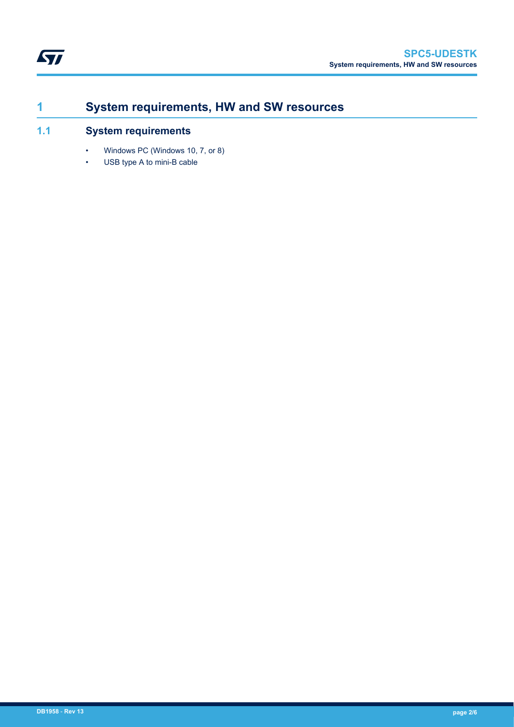# 1 System requirements, HW and SW resources

## 1.1 System requirements

- Windows PC (Windows 10, 7, or 8)
- USB type A to mini-B cable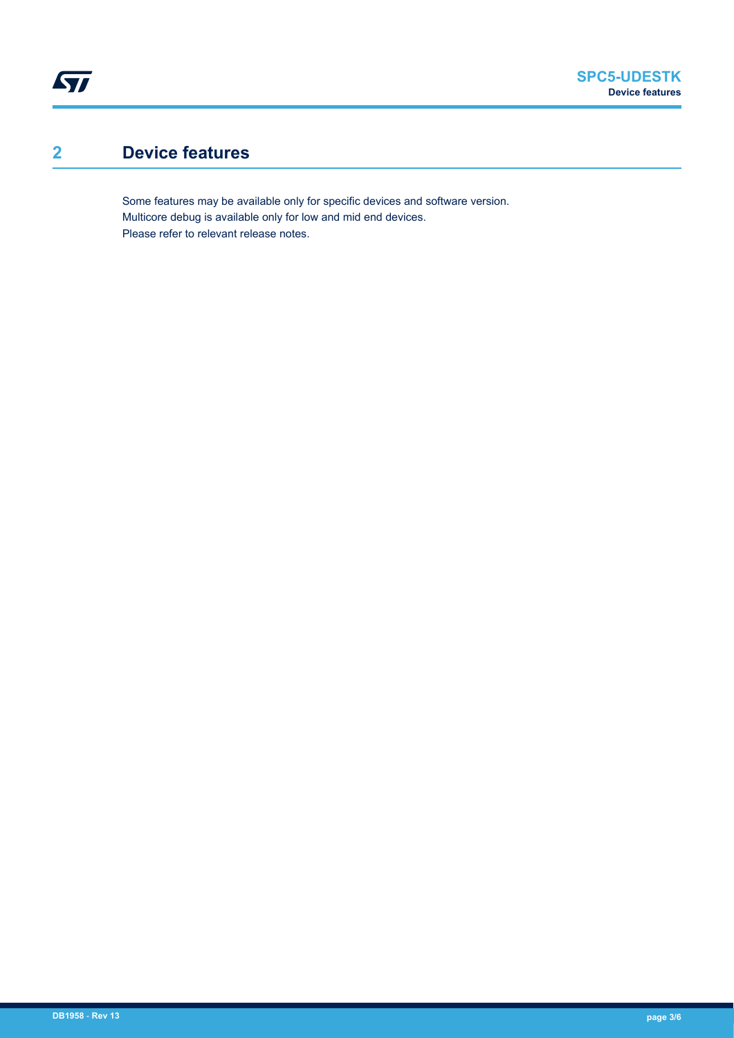# 2 Device features

Some features may be available only for specific devices and software version.
Multicore debug is available only for low and mid end devices.
Please refer to relevant release notes.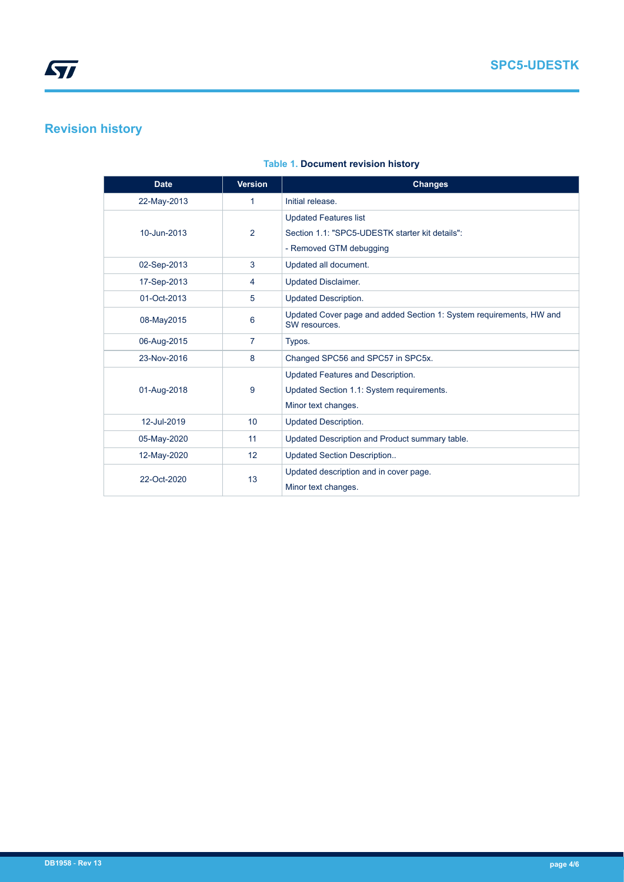# Revision history

**Table 1. Document revision history**

| Date | Version | Changes |
|---|---|---|
| 22-May-2013 | 1 | Initial release. |
| 10-Jun-2013 | 2 | Updated Features list<br>Section 1.1: "SPC5-UDESTK starter kit details":<br>- Removed GTM debugging |
| 02-Sep-2013 | 3 | Updated all document. |
| 17-Sep-2013 | 4 | Updated Disclaimer. |
| 01-Oct-2013 | 5 | Updated Description. |
| 08-May2015 | 6 | Updated Cover page and added Section 1: System requirements, HW and SW resources. |
| 06-Aug-2015 | 7 | Typos. |
| 23-Nov-2016 | 8 | Changed SPC56 and SPC57 in SPC5x. |
| 01-Aug-2018 | 9 | Updated Features and Description.<br>Updated Section 1.1: System requirements.<br>Minor text changes. |
| 12-Jul-2019 | 10 | Updated Description. |
| 05-May-2020 | 11 | Updated Description and Product summary table. |
| 12-May-2020 | 12 | Updated Section Description.. |
| 22-Oct-2020 | 13 | Updated description and in cover page.<br>Minor text changes. |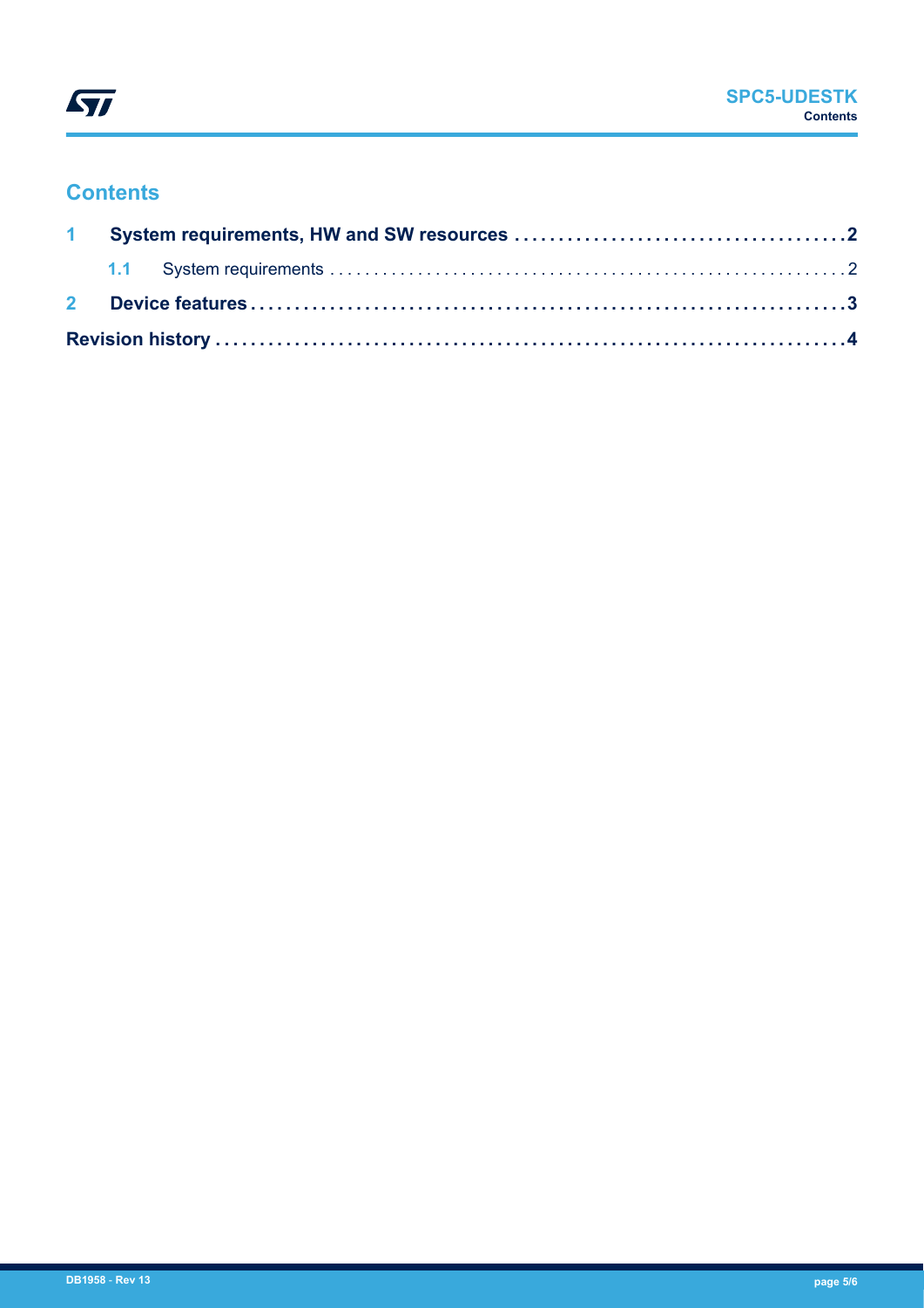## Contents

1 System requirements, HW and SW resources . . . . . . . . . . . . . . . . . . . . . . . . . . . . . . . . . . . . . 2

1.1 System requirements . . . . . . . . . . . . . . . . . . . . . . . . . . . . . . . . . . . . . . . . . . . . . . . . . . . . . . . . . 2

2 Device features . . . . . . . . . . . . . . . . . . . . . . . . . . . . . . . . . . . . . . . . . . . . . . . . . . . . . . . . . . . . . . . . 3

Revision history . . . . . . . . . . . . . . . . . . . . . . . . . . . . . . . . . . . . . . . . . . . . . . . . . . . . . . . . . . . . . . . . . 4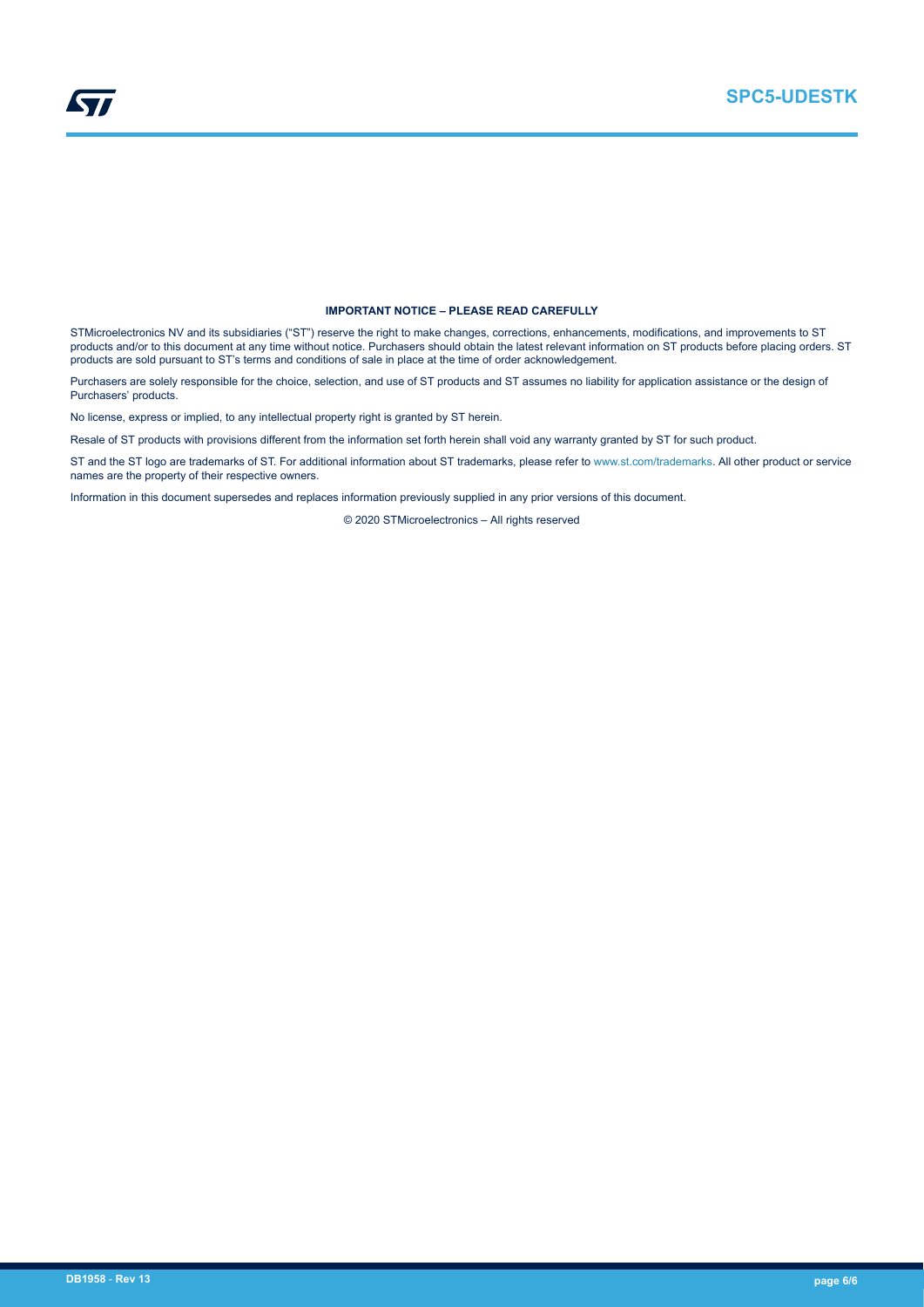**IMPORTANT NOTICE – PLEASE READ CAREFULLY**

STMicroelectronics NV and its subsidiaries (“ST”) reserve the right to make changes, corrections, enhancements, modifications, and improvements to ST products and/or to this document at any time without notice. Purchasers should obtain the latest relevant information on ST products before placing orders. ST products are sold pursuant to ST’s terms and conditions of sale in place at the time of order acknowledgement.

Purchasers are solely responsible for the choice, selection, and use of ST products and ST assumes no liability for application assistance or the design of Purchasers’ products.

No license, express or implied, to any intellectual property right is granted by ST herein.

Resale of ST products with provisions different from the information set forth herein shall void any warranty granted by ST for such product.

ST and the ST logo are trademarks of ST. For additional information about ST trademarks, please refer to www.st.com/trademarks. All other product or service names are the property of their respective owners.

Information in this document supersedes and replaces information previously supplied in any prior versions of this document.

© 2020 STMicroelectronics – All rights reserved